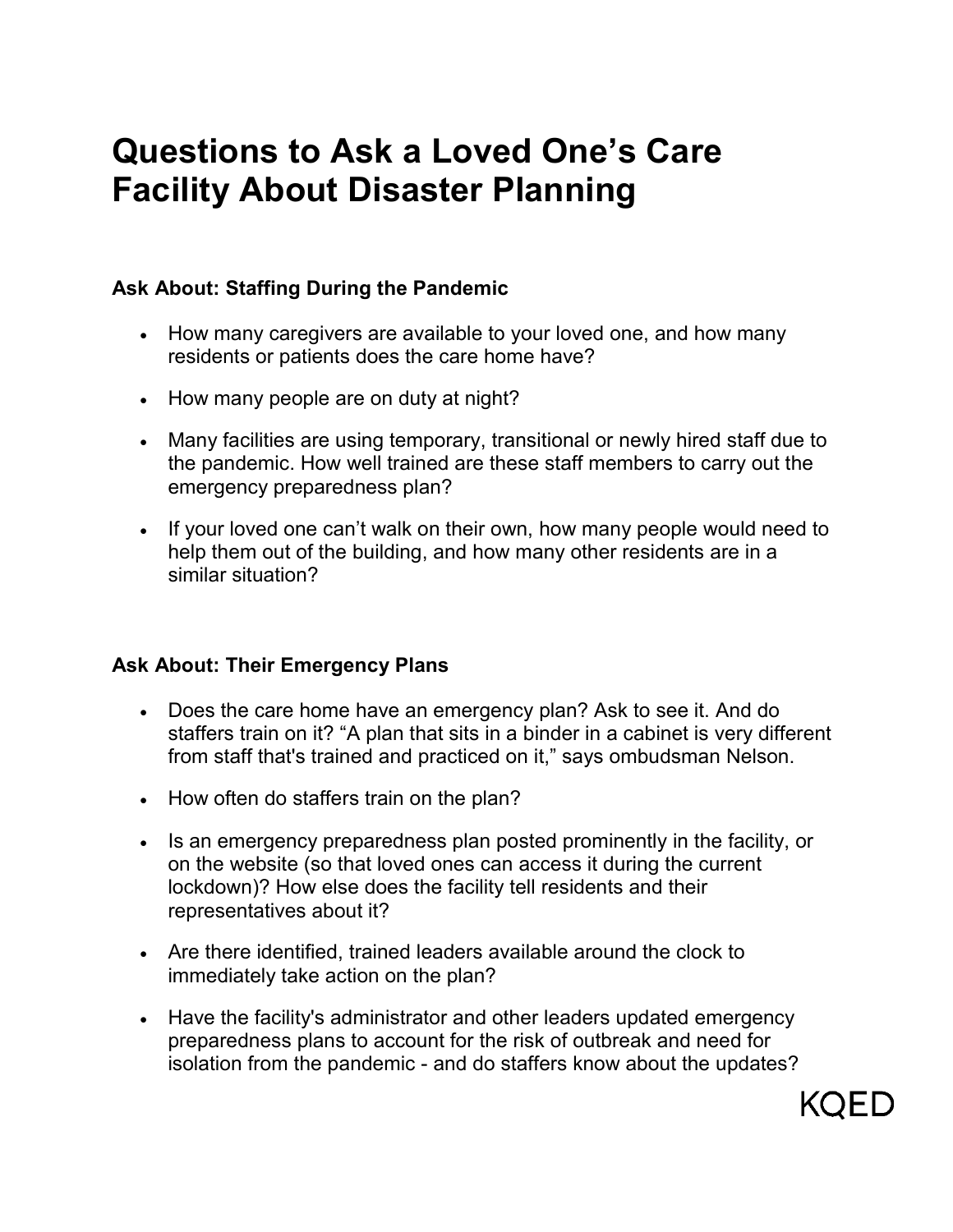# Questions to Ask a Loved One's Care Facility About Disaster Planning

### Ask About: Staffing During the Pandemic

- How many caregivers are available to your loved one, and how many residents or patients does the care home have?
- How many people are on duty at night?
- Many facilities are using temporary, transitional or newly hired staff due to the pandemic. How well trained are these staff members to carry out the emergency preparedness plan?
- If your loved one can't walk on their own, how many people would need to help them out of the building, and how many other residents are in a similar situation?

### Ask About: Their Emergency Plans

- Does the care home have an emergency plan? Ask to see it. And do staffers train on it? "A plan that sits in a binder in a cabinet is very different from staff that's trained and practiced on it," says ombudsman Nelson.
- How often do staffers train on the plan?
- Is an emergency preparedness plan posted prominently in the facility, or on the website (so that loved ones can access it during the current lockdown)? How else does the facility tell residents and their representatives about it?
- Are there identified, trained leaders available around the clock to immediately take action on the plan?
- Have the facility's administrator and other leaders updated emergency preparedness plans to account for the risk of outbreak and need for isolation from the pandemic - and do staffers know about the updates?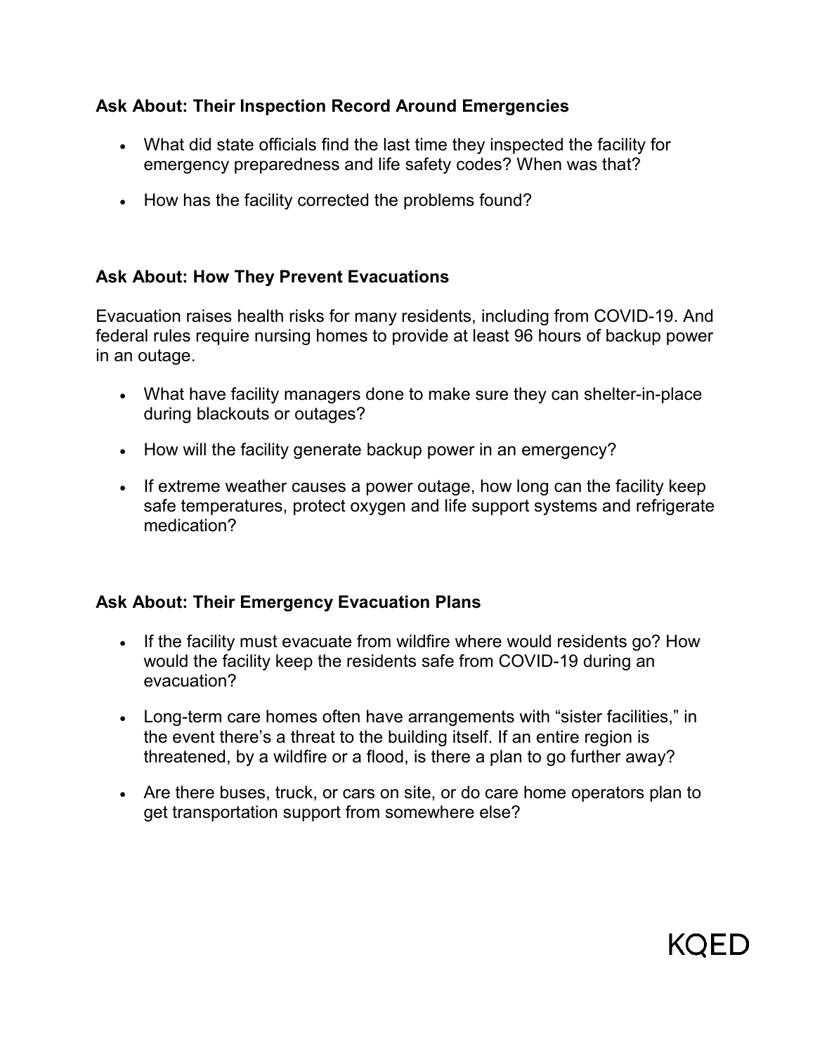**Ask About: Their Inspection Record Around Emergencies**

- What did state officials find the last time they inspected the facility for emergency preparedness and life safety codes? When was that?
- How has the facility corrected the problems found?

**Ask About: How They Prevent Evacuations**

Evacuation raises health risks for many residents, including from COVID-19. And federal rules require nursing homes to provide at least 96 hours of backup power in an outage.

- What have facility managers done to make sure they can shelter-in-place during blackouts or outages?
- How will the facility generate backup power in an emergency?
- If extreme weather causes a power outage, how long can the facility keep safe temperatures, protect oxygen and life support systems and refrigerate medication?

**Ask About: Their Emergency Evacuation Plans**

- If the facility must evacuate from wildfire where would residents go? How would the facility keep the residents safe from COVID-19 during an evacuation?
- Long-term care homes often have arrangements with "sister facilities," in the event there's a threat to the building itself. If an entire region is threatened, by a wildfire or a flood, is there a plan to go further away?
- Are there buses, truck, or cars on site, or do care home operators plan to get transportation support from somewhere else?

KQED